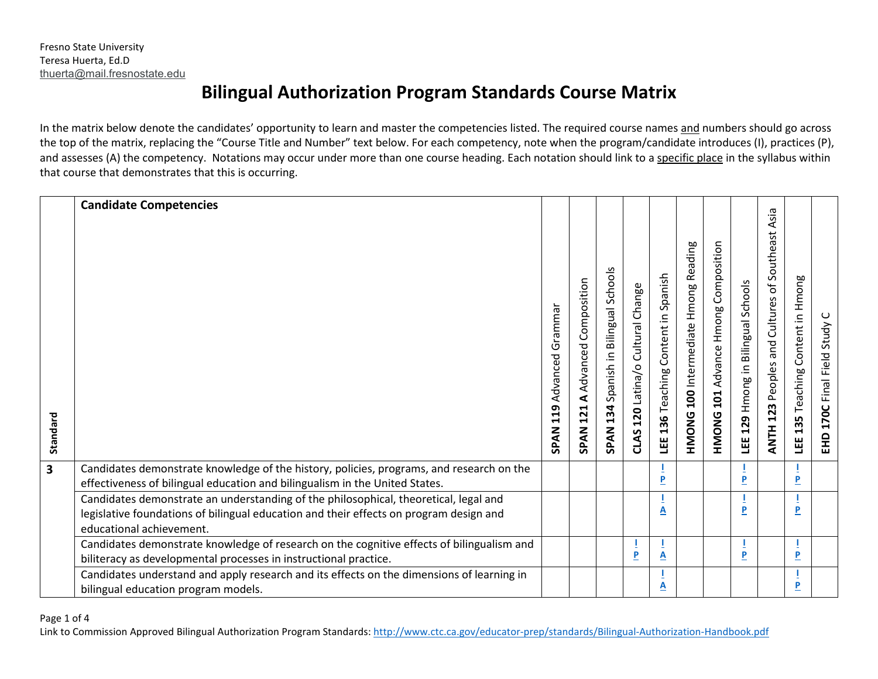Fresno State University
Teresa Huerta, Ed.D
thuerta@mail.fresnostate.edu

# Bilingual Authorization Program Standards Course Matrix

In the matrix below denote the candidates' opportunity to learn and master the competencies listed. The required course names and numbers should go across the top of the matrix, replacing the "Course Title and Number" text below. For each competency, note when the program/candidate introduces (I), practices (P), and assesses (A) the competency. Notations may occur under more than one course heading. Each notation should link to a specific place in the syllabus within that course that demonstrates that this is occurring.

| Standard | Candidate Competencies | **SPAN 119** Advanced Grammar | **SPAN 121 A** Advanced Composition | **SPAN 134** Spanish in Bilingual Schools | **CLAS 120** Latina/o Cultural Change | **LEE 136** Teaching Content in Spanish | **HMONG 100** Intermediate Hmong Reading | **HMONG 101** Advance Hmong Composition | **LEE 129** Hmong in Bilingual Schools | **ANTH 123** Peoples and Cultures of Southeast Asia | **LEE 135** Teaching Content in Hmong | **EHD 170C** Final Field Study C |
|---|---|---|---|---|---|---|---|---|---|---|---|---|
| **3** | Candidates demonstrate knowledge of the history, policies, programs, and research on the effectiveness of bilingual education and bilingualism in the United States. | | | | | I P | | | I P | | I P | |
| | Candidates demonstrate an understanding of the philosophical, theoretical, legal and legislative foundations of bilingual education and their effects on program design and educational achievement. | | | | | I A | | | I P | | I P | |
| | Candidates demonstrate knowledge of research on the cognitive effects of bilingualism and biliteracy as developmental processes in instructional practice. | | | | I P | I A | | | I P | | I P | |
| | Candidates understand and apply research and its effects on the dimensions of learning in bilingual education program models. | | | | | I A | | | | | I P | |

Link to Commission Approved Bilingual Authorization Program Standards: http://www.ctc.ca.gov/educator-prep/standards/Bilingual-Authorization-Handbook.pdf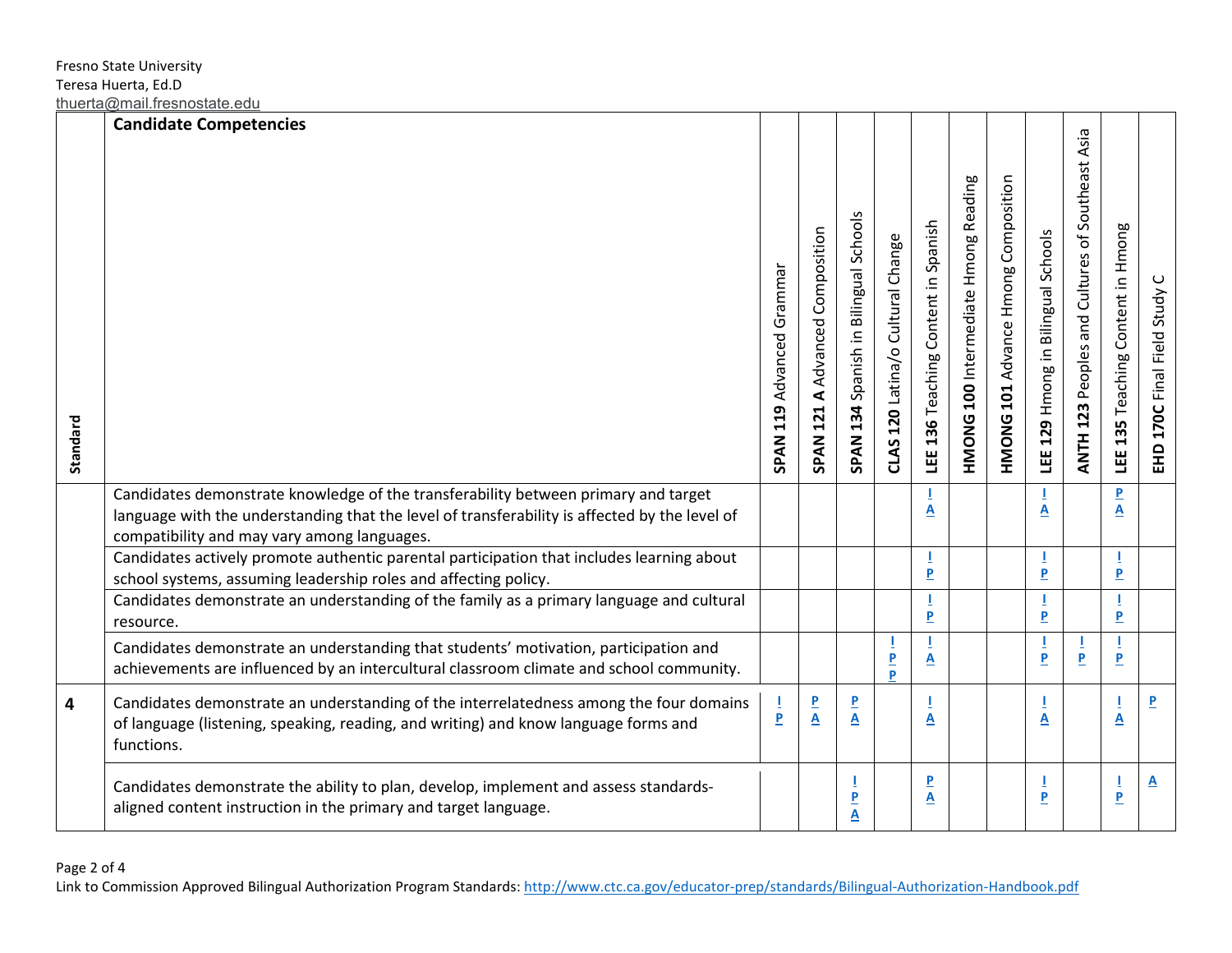Fresno State University
Teresa Huerta, Ed.D
thuerta@mail.fresnostate.edu

| Standard | Candidate Competencies | **SPAN 119** Advanced Grammar | **SPAN 121 A** Advanced Composition | **SPAN 134** Spanish in Bilingual Schools | **CLAS 120** Latina/o Cultural Change | **LEE 136** Teaching Content in Spanish | **HMONG 100** Intermediate Hmong Reading | **HMONG 101** Advance Hmong Composition | **LEE 129** Hmong in Bilingual Schools | **ANTH 123** Peoples and Cultures of Southeast Asia | **LEE 135** Teaching Content in Hmong | **EHD 170C** Final Field Study C |
|---|---|---|---|---|---|---|---|---|---|---|---|---|
| | Candidates demonstrate knowledge of the transferability between primary and target language with the understanding that the level of transferability is affected by the level of compatibility and may vary among languages. | | | | | I A | | | I A | | P A | |
| | Candidates actively promote authentic parental participation that includes learning about school systems, assuming leadership roles and affecting policy. | | | | | I P | | | I P | | I P | |
| | Candidates demonstrate an understanding of the family as a primary language and cultural resource. | | | | | I P | | | I P | | I P | |
| | Candidates demonstrate an understanding that students' motivation, participation and achievements are influenced by an intercultural classroom climate and school community. | | | | I P P | I A | | | I P | I P | I P | |
| **4** | Candidates demonstrate an understanding of the interrelatedness among the four domains of language (listening, speaking, reading, and writing) and know language forms and functions. | I P | P A | P A | | I A | | | I A | | I A | P |
| | Candidates demonstrate the ability to plan, develop, implement and assess standards-aligned content instruction in the primary and target language. | | | I P A | | P A | | | I P | | I P | A |

Link to Commission Approved Bilingual Authorization Program Standards: http://www.ctc.ca.gov/educator-prep/standards/Bilingual-Authorization-Handbook.pdf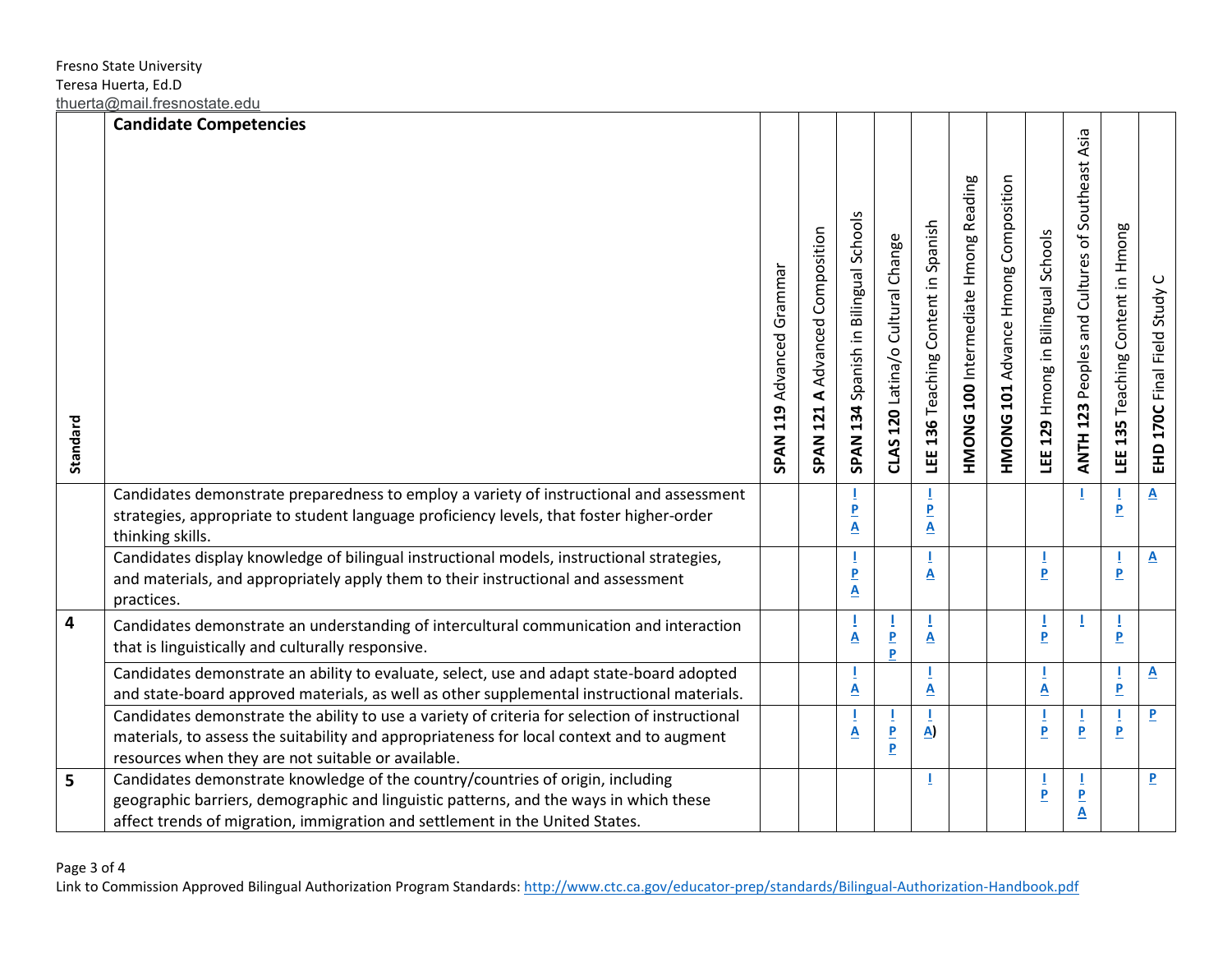Fresno State University
Teresa Huerta, Ed.D
thuerta@mail.fresnostate.edu

| Standard | Candidate Competencies | **SPAN 119** Advanced Grammar | **SPAN 121 A** Advanced Composition | **SPAN 134** Spanish in Bilingual Schools | **CLAS 120** Latina/o Cultural Change | **LEE 136** Teaching Content in Spanish | **HMONG 100** Intermediate Hmong Reading | **HMONG 101** Advance Hmong Composition | **LEE 129** Hmong in Bilingual Schools | **ANTH 123** Peoples and Cultures of Southeast Asia | **LEE 135** Teaching Content in Hmong | **EHD 170C** Final Field Study C |
|---|---|---|---|---|---|---|---|---|---|---|---|---|
| | Candidates demonstrate preparedness to employ a variety of instructional and assessment strategies, appropriate to student language proficiency levels, that foster higher-order thinking skills. | | | I P A | | I P A | | | | I | I P | A |
| | Candidates display knowledge of bilingual instructional models, instructional strategies, and materials, and appropriately apply them to their instructional and assessment practices. | | | I P A | | I A | | | I P | | I P | A |
| 4 | Candidates demonstrate an understanding of intercultural communication and interaction that is linguistically and culturally responsive. | | | I A | I P P | I A | | | I P | I | I P | |
| | Candidates demonstrate an ability to evaluate, select, use and adapt state-board adopted and state-board approved materials, as well as other supplemental instructional materials. | | | I A | | I A | | | I A | | I P | A |
| | Candidates demonstrate the ability to use a variety of criteria for selection of instructional materials, to assess the suitability and appropriateness for local context and to augment resources when they are not suitable or available. | | | I A | I P P | I A) | | | I P | I P | I P | P |
| 5 | Candidates demonstrate knowledge of the country/countries of origin, including geographic barriers, demographic and linguistic patterns, and the ways in which these affect trends of migration, immigration and settlement in the United States. | | | | | I | | | I P | I P A | | P |

Link to Commission Approved Bilingual Authorization Program Standards: http://www.ctc.ca.gov/educator-prep/standards/Bilingual-Authorization-Handbook.pdf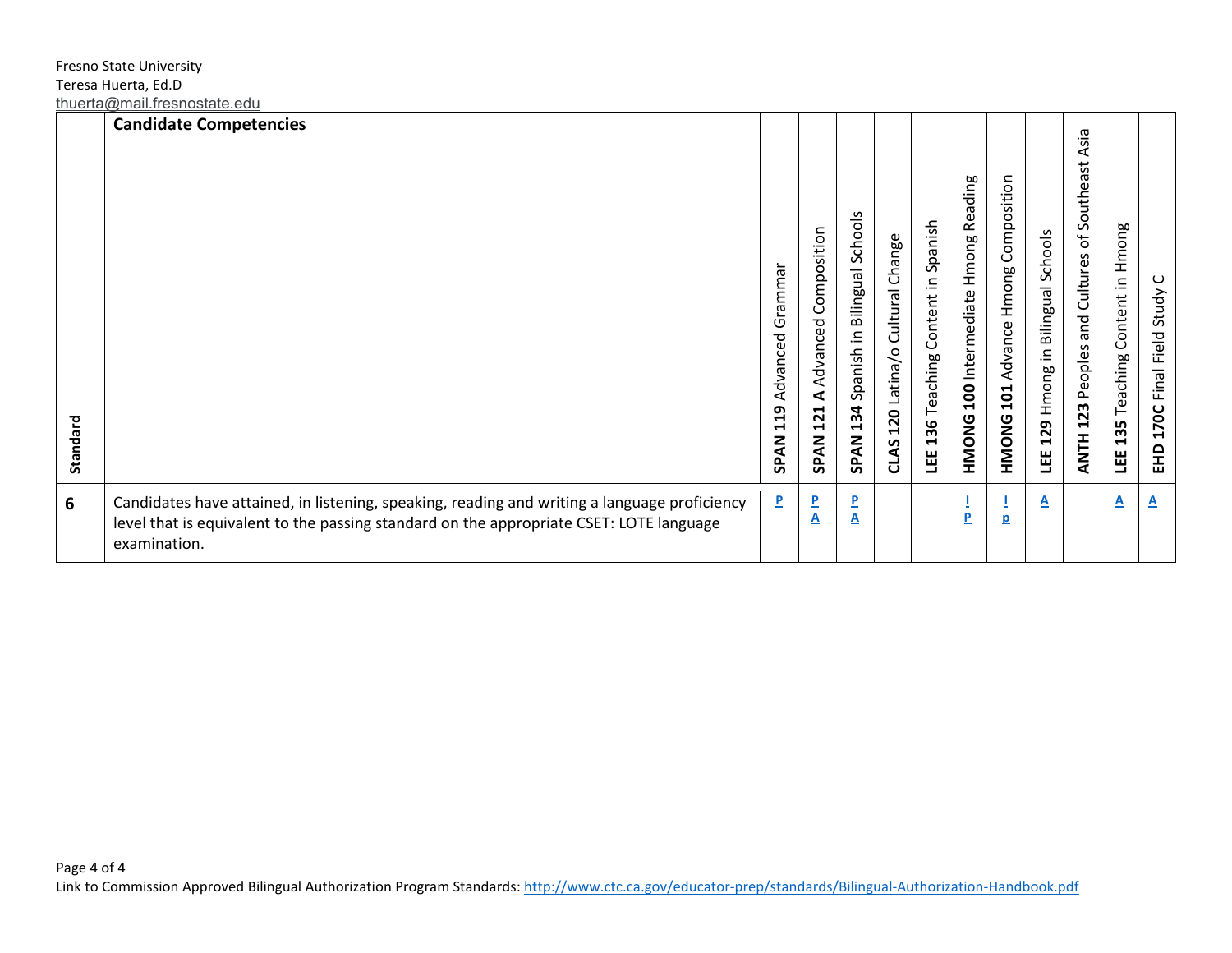Fresno State University
Teresa Huerta, Ed.D
thuerta@mail.fresnostate.edu

| Standard | Candidate Competencies | SPAN 119 Advanced Grammar | SPAN 121 A Advanced Composition | SPAN 134 Spanish in Bilingual Schools | CLAS 120 Latina/o Cultural Change | LEE 136 Teaching Content in Spanish | HMONG 100 Intermediate Hmong Reading | HMONG 101 Advance Hmong Composition | LEE 129 Hmong in Bilingual Schools | ANTH 123 Peoples and Cultures of Southeast Asia | LEE 135 Teaching Content in Hmong | EHD 170C Final Field Study C |
|---|---|---|---|---|---|---|---|---|---|---|---|---|
| 6 | Candidates have attained, in listening, speaking, reading and writing a language proficiency level that is equivalent to the passing standard on the appropriate CSET: LOTE language examination. | P | P A | P A | | | I P | I p | A | | A | A |

Link to Commission Approved Bilingual Authorization Program Standards: http://www.ctc.ca.gov/educator-prep/standards/Bilingual-Authorization-Handbook.pdf